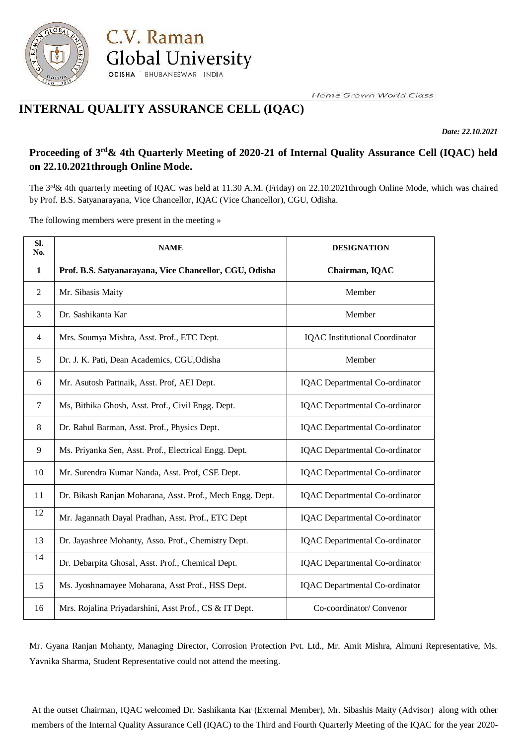C.V. Raman Global University

ODISHA BHUBANESWAR INDIA

Home Grown World Class

# INTERNAL QUALITY ASSURANCE CELL (IQAC)

*Date: 22.10.2021*

## Proceeding of 3rd& 4th Quarterly Meeting of 2020-21 of Internal Quality Assurance Cell (IQAC) held on 22.10.2021through Online Mode.

The 3rd& 4th quarterly meeting of IQAC was held at 11.30 A.M. (Friday) on 22.10.2021through Online Mode, which was chaired by Prof. B.S. Satyanarayana, Vice Chancellor, IQAC (Vice Chancellor), CGU, Odisha.

The following members were present in the meeting »

| Sl. No. | NAME | DESIGNATION |
|---|---|---|
| **1** | **Prof. B.S. Satyanarayana, Vice Chancellor, CGU, Odisha** | **Chairman, IQAC** |
| 2 | Mr. Sibasis Maity | Member |
| 3 | Dr. Sashikanta Kar | Member |
| 4 | Mrs. Soumya Mishra, Asst. Prof., ETC Dept. | IQAC Institutional Coordinator |
| 5 | Dr. J. K. Pati, Dean Academics, CGU,Odisha | Member |
| 6 | Mr. Asutosh Pattnaik, Asst. Prof, AEI Dept. | IQAC Departmental Co-ordinator |
| 7 | Ms, Bithika Ghosh, Asst. Prof., Civil Engg. Dept. | IQAC Departmental Co-ordinator |
| 8 | Dr. Rahul Barman, Asst. Prof., Physics Dept. | IQAC Departmental Co-ordinator |
| 9 | Ms. Priyanka Sen, Asst. Prof., Electrical Engg. Dept. | IQAC Departmental Co-ordinator |
| 10 | Mr. Surendra Kumar Nanda, Asst. Prof, CSE Dept. | IQAC Departmental Co-ordinator |
| 11 | Dr. Bikash Ranjan Moharana, Asst. Prof., Mech Engg. Dept. | IQAC Departmental Co-ordinator |
| 12 | Mr. Jagannath Dayal Pradhan, Asst. Prof., ETC Dept | IQAC Departmental Co-ordinator |
| 13 | Dr. Jayashree Mohanty, Asso. Prof., Chemistry Dept. | IQAC Departmental Co-ordinator |
| 14 | Dr. Debarpita Ghosal, Asst. Prof., Chemical Dept. | IQAC Departmental Co-ordinator |
| 15 | Ms. Jyoshnamayee Moharana, Asst Prof., HSS Dept. | IQAC Departmental Co-ordinator |
| 16 | Mrs. Rojalina Priyadarshini, Asst Prof., CS & IT Dept. | Co-coordinator/ Convenor |

Mr. Gyana Ranjan Mohanty, Managing Director, Corrosion Protection Pvt. Ltd., Mr. Amit Mishra, Almuni Representative, Ms. Yavnika Sharma, Student Representative could not attend the meeting.

At the outset Chairman, IQAC welcomed Dr. Sashikanta Kar (External Member), Mr. Sibashis Maity (Advisor) along with other members of the Internal Quality Assurance Cell (IQAC) to the Third and Fourth Quarterly Meeting of the IQAC for the year 2020-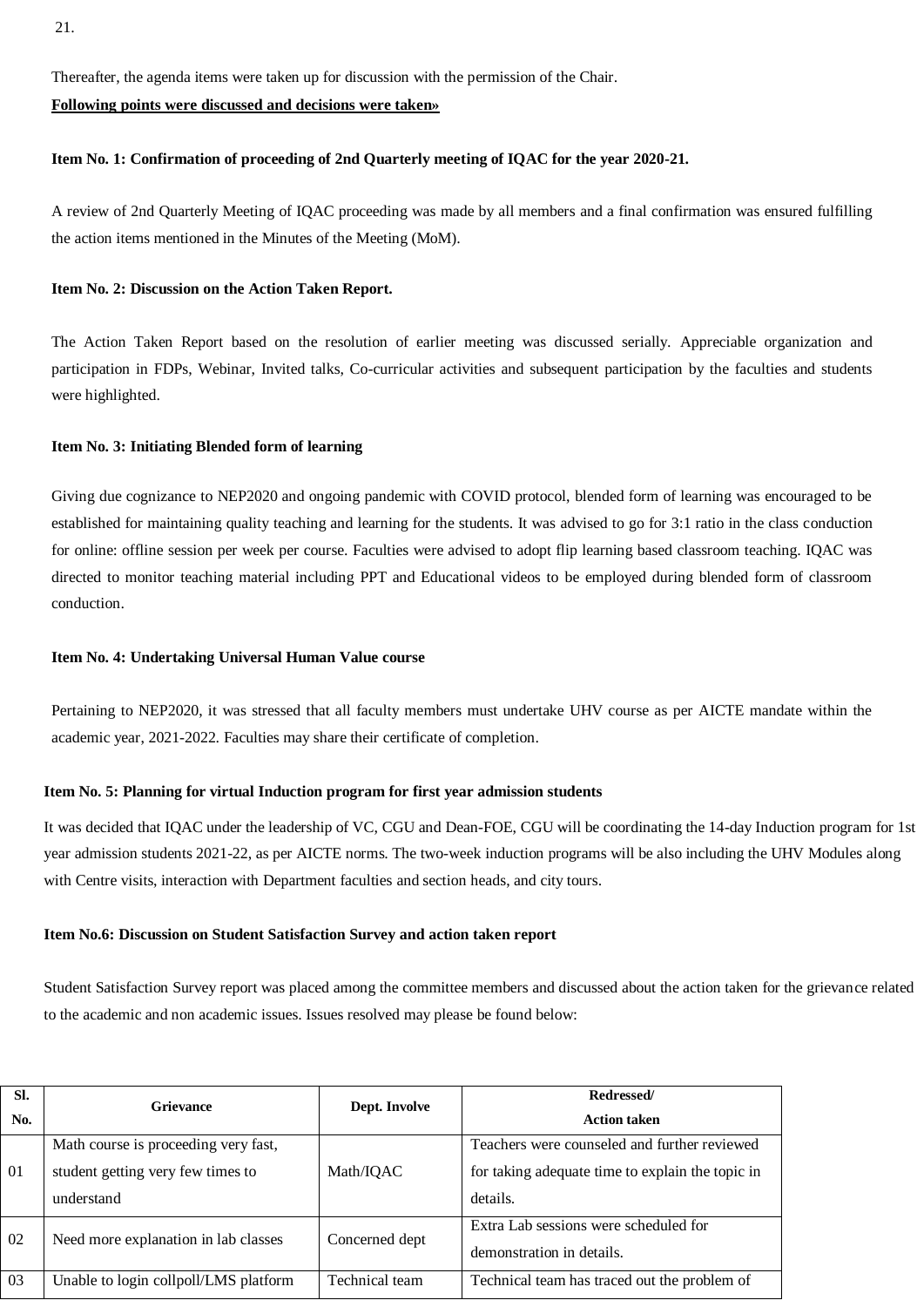21.

Thereafter, the agenda items were taken up for discussion with the permission of the Chair.

**Following points were discussed and decisions were taken»**

**Item No. 1: Confirmation of proceeding of 2nd Quarterly meeting of IQAC for the year 2020-21.**

A review of 2nd Quarterly Meeting of IQAC proceeding was made by all members and a final confirmation was ensured fulfilling the action items mentioned in the Minutes of the Meeting (MoM).

**Item No. 2: Discussion on the Action Taken Report.**

The Action Taken Report based on the resolution of earlier meeting was discussed serially. Appreciable organization and participation in FDPs, Webinar, Invited talks, Co-curricular activities and subsequent participation by the faculties and students were highlighted.

**Item No. 3: Initiating Blended form of learning**

Giving due cognizance to NEP2020 and ongoing pandemic with COVID protocol, blended form of learning was encouraged to be established for maintaining quality teaching and learning for the students. It was advised to go for 3:1 ratio in the class conduction for online: offline session per week per course. Faculties were advised to adopt flip learning based classroom teaching. IQAC was directed to monitor teaching material including PPT and Educational videos to be employed during blended form of classroom conduction.

**Item No. 4: Undertaking Universal Human Value course**

Pertaining to NEP2020, it was stressed that all faculty members must undertake UHV course as per AICTE mandate within the academic year, 2021-2022. Faculties may share their certificate of completion.

**Item No. 5: Planning for virtual Induction program for first year admission students**

It was decided that IQAC under the leadership of VC, CGU and Dean-FOE, CGU will be coordinating the 14-day Induction program for 1st year admission students 2021-22, as per AICTE norms. The two-week induction programs will be also including the UHV Modules along with Centre visits, interaction with Department faculties and section heads, and city tours.

**Item No.6: Discussion on Student Satisfaction Survey and action taken report**

Student Satisfaction Survey report was placed among the committee members and discussed about the action taken for the grievance related to the academic and non academic issues. Issues resolved may please be found below:

| Sl. No. | Grievance | Dept. Involve | Redressed/ Action taken |
|---|---|---|---|
| 01 | Math course is proceeding very fast, student getting very few times to understand | Math/IQAC | Teachers were counseled and further reviewed for taking adequate time to explain the topic in details. |
| 02 | Need more explanation in lab classes | Concerned dept | Extra Lab sessions were scheduled for demonstration in details. |
| 03 | Unable to login collpoll/LMS platform | Technical team | Technical team has traced out the problem of |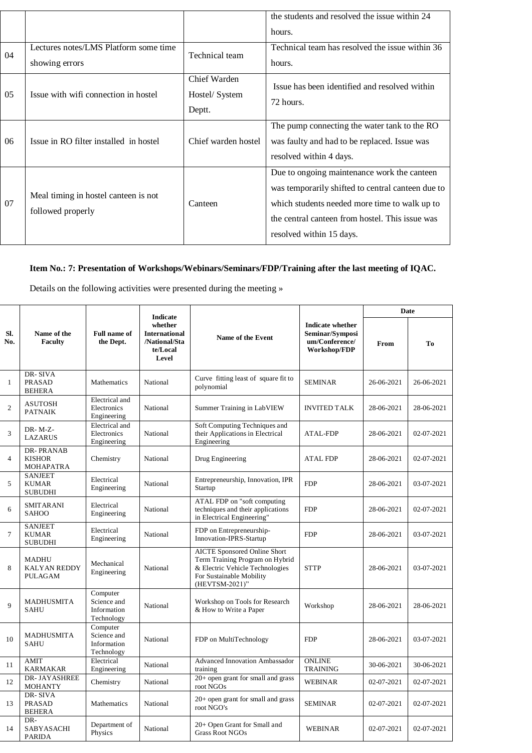| | | | the students and resolved the issue within 24 hours. |
|---|---|---|---|
| 04 | Lectures notes/LMS Platform some time showing errors | Technical team | Technical team has resolved the issue within 36 hours. |
| 05 | Issue with wifi connection in hostel | Chief Warden Hostel/ System Deptt. | Issue has been identified and resolved within 72 hours. |
| 06 | Issue in RO filter installed in hostel | Chief warden hostel | The pump connecting the water tank to the RO was faulty and had to be replaced. Issue was resolved within 4 days. |
| 07 | Meal timing in hostel canteen is not followed properly | Canteen | Due to ongoing maintenance work the canteen was temporarily shifted to central canteen due to which students needed more time to walk up to the central canteen from hostel. This issue was resolved within 15 days. |

**Item No.: 7: Presentation of Workshops/Webinars/Seminars/FDP/Training after the last meeting of IQAC.**

Details on the following activities were presented during the meeting »

| Sl. No. | Name of the Faculty | Full name of the Dept. | Indicate whether International /National/State/Local Level | Name of the Event | Indicate whether Seminar/Symposium/Conference/ Workshop/FDP | Date | |
|---|---|---|---|---|---|---|---|
| | | | | | | From | To |
| 1 | DR- SIVA PRASAD BEHERA | Mathematics | National | Curve fitting least of square fit to polynomial | SEMINAR | 26-06-2021 | 26-06-2021 |
| 2 | ASUTOSH PATNAIK | Electrical and Electronics Engineering | National | Summer Training in LabVIEW | INVITED TALK | 28-06-2021 | 28-06-2021 |
| 3 | DR- M-Z-LAZARUS | Electrical and Electronics Engineering | National | Soft Computing Techniques and their Applications in Electrical Engineering | ATAL-FDP | 28-06-2021 | 02-07-2021 |
| 4 | DR- PRANAB KISHOR MOHAPATRA | Chemistry | National | Drug Engineering | ATAL FDP | 28-06-2021 | 02-07-2021 |
| 5 | SANJEET KUMAR SUBUDHI | Electrical Engineering | National | Entrepreneurship, Innovation, IPR Startup | FDP | 28-06-2021 | 03-07-2021 |
| 6 | SMITARANI SAHOO | Electrical Engineering | National | ATAL FDP on "soft computing techniques and their applications in Electrical Engineering" | FDP | 28-06-2021 | 02-07-2021 |
| 7 | SANJEET KUMAR SUBUDHI | Electrical Engineering | National | FDP on Entrepreneurship-Innovation-IPRS-Startup | FDP | 28-06-2021 | 03-07-2021 |
| 8 | MADHU KALYAN REDDY PULAGAM | Mechanical Engineering | National | AICTE Sponsored Online Short Term Training Program on Hybrid & Electric Vehicle Technologies For Sustainable Mobility (HEVTSM-2021)" | STTP | 28-06-2021 | 03-07-2021 |
| 9 | MADHUSMITA SAHU | Computer Science and Information Technology | National | Workshop on Tools for Research & How to Write a Paper | Workshop | 28-06-2021 | 28-06-2021 |
| 10 | MADHUSMITA SAHU | Computer Science and Information Technology | National | FDP on MultiTechnology | FDP | 28-06-2021 | 03-07-2021 |
| 11 | AMIT KARMAKAR | Electrical Engineering | National | Advanced Innovation Ambassador training | ONLINE TRAINING | 30-06-2021 | 30-06-2021 |
| 12 | DR- JAYASHREE MOHANTY | Chemistry | National | 20+ open grant for small and grass root NGOs | WEBINAR | 02-07-2021 | 02-07-2021 |
| 13 | DR- SIVA PRASAD BEHERA | Mathematics | National | 20+ open grant for small and grass root NGO's | SEMINAR | 02-07-2021 | 02-07-2021 |
| 14 | DR- SABYASACHI PARIDA | Department of Physics | National | 20+ Open Grant for Small and Grass Root NGOs | WEBINAR | 02-07-2021 | 02-07-2021 |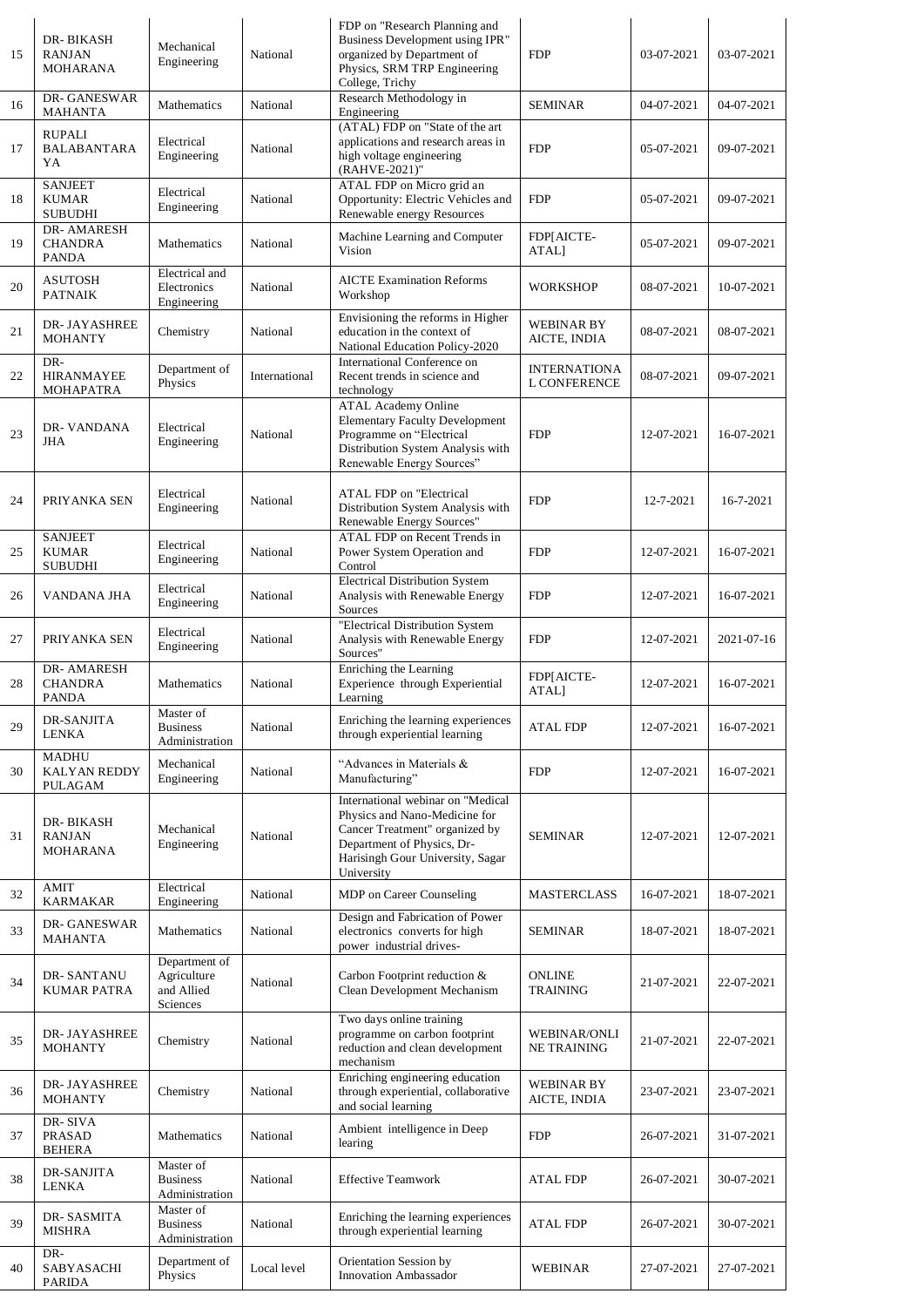| 15 | DR- BIKASH RANJAN MOHARANA | Mechanical Engineering | National | FDP on "Research Planning and Business Development using IPR" organized by Department of Physics, SRM TRP Engineering College, Trichy | FDP | 03-07-2021 | 03-07-2021 |
|---|---|---|---|---|---|---|---|
| 16 | DR- GANESWAR MAHANTA | Mathematics | National | Research Methodology in Engineering | SEMINAR | 04-07-2021 | 04-07-2021 |
| 17 | RUPALI BALABANTARA YA | Electrical Engineering | National | (ATAL) FDP on "State of the art applications and research areas in high voltage engineering (RAHVE-2021)" | FDP | 05-07-2021 | 09-07-2021 |
| 18 | SANJEET KUMAR SUBUDHI | Electrical Engineering | National | ATAL FDP on Micro grid an Opportunity: Electric Vehicles and Renewable energy Resources | FDP | 05-07-2021 | 09-07-2021 |
| 19 | DR- AMARESH CHANDRA PANDA | Mathematics | National | Machine Learning and Computer Vision | FDP[AICTE-ATAL] | 05-07-2021 | 09-07-2021 |
| 20 | ASUTOSH PATNAIK | Electrical and Electronics Engineering | National | AICTE Examination Reforms Workshop | WORKSHOP | 08-07-2021 | 10-07-2021 |
| 21 | DR- JAYASHREE MOHANTY | Chemistry | National | Envisioning the reforms in Higher education in the context of National Education Policy-2020 | WEBINAR BY AICTE, INDIA | 08-07-2021 | 08-07-2021 |
| 22 | DR- HIRANMAYEE MOHAPATRA | Department of Physics | International | International Conference on Recent trends in science and technology | INTERNATIONA L CONFERENCE | 08-07-2021 | 09-07-2021 |
| 23 | DR- VANDANA JHA | Electrical Engineering | National | ATAL Academy Online Elementary Faculty Development Programme on "Electrical Distribution System Analysis with Renewable Energy Sources" | FDP | 12-07-2021 | 16-07-2021 |
| 24 | PRIYANKA SEN | Electrical Engineering | National | ATAL FDP on "Electrical Distribution System Analysis with Renewable Energy Sources" | FDP | 12-7-2021 | 16-7-2021 |
| 25 | SANJEET KUMAR SUBUDHI | Electrical Engineering | National | ATAL FDP on Recent Trends in Power System Operation and Control | FDP | 12-07-2021 | 16-07-2021 |
| 26 | VANDANA JHA | Electrical Engineering | National | Electrical Distribution System Analysis with Renewable Energy Sources | FDP | 12-07-2021 | 16-07-2021 |
| 27 | PRIYANKA SEN | Electrical Engineering | National | "Electrical Distribution System Analysis with Renewable Energy Sources" | FDP | 12-07-2021 | 2021-07-16 |
| 28 | DR- AMARESH CHANDRA PANDA | Mathematics | National | Enriching the Learning Experience through Experiential Learning | FDP[AICTE-ATAL] | 12-07-2021 | 16-07-2021 |
| 29 | DR-SANJITA LENKA | Master of Business Administration | National | Enriching the learning experiences through experiential learning | ATAL FDP | 12-07-2021 | 16-07-2021 |
| 30 | MADHU KALYAN REDDY PULAGAM | Mechanical Engineering | National | "Advances in Materials & Manufacturing" | FDP | 12-07-2021 | 16-07-2021 |
| 31 | DR- BIKASH RANJAN MOHARANA | Mechanical Engineering | National | International webinar on "Medical Physics and Nano-Medicine for Cancer Treatment" organized by Department of Physics, Dr-Harisingh Gour University, Sagar University | SEMINAR | 12-07-2021 | 12-07-2021 |
| 32 | AMIT KARMAKAR | Electrical Engineering | National | MDP on Career Counseling | MASTERCLASS | 16-07-2021 | 18-07-2021 |
| 33 | DR- GANESWAR MAHANTA | Mathematics | National | Design and Fabrication of Power electronics converts for high power industrial drives- | SEMINAR | 18-07-2021 | 18-07-2021 |
| 34 | DR- SANTANU KUMAR PATRA | Department of Agriculture and Allied Sciences | National | Carbon Footprint reduction & Clean Development Mechanism | ONLINE TRAINING | 21-07-2021 | 22-07-2021 |
| 35 | DR- JAYASHREE MOHANTY | Chemistry | National | Two days online training programme on carbon footprint reduction and clean development mechanism | WEBINAR/ONLI NE TRAINING | 21-07-2021 | 22-07-2021 |
| 36 | DR- JAYASHREE MOHANTY | Chemistry | National | Enriching engineering education through experiential, collaborative and social learning | WEBINAR BY AICTE, INDIA | 23-07-2021 | 23-07-2021 |
| 37 | DR- SIVA PRASAD BEHERA | Mathematics | National | Ambient intelligence in Deep learing | FDP | 26-07-2021 | 31-07-2021 |
| 38 | DR-SANJITA LENKA | Master of Business Administration | National | Effective Teamwork | ATAL FDP | 26-07-2021 | 30-07-2021 |
| 39 | DR- SASMITA MISHRA | Master of Business Administration | National | Enriching the learning experiences through experiential learning | ATAL FDP | 26-07-2021 | 30-07-2021 |
| 40 | DR- SABYASACHI PARIDA | Department of Physics | Local level | Orientation Session by Innovation Ambassador | WEBINAR | 27-07-2021 | 27-07-2021 |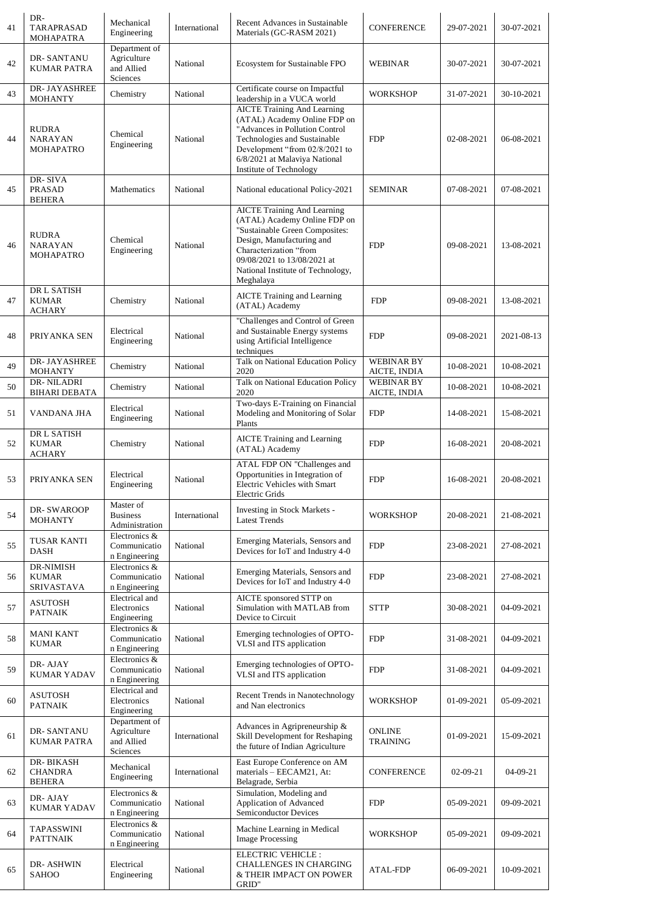| 41 | DR- TARAPRASAD MOHAPATRA | Mechanical Engineering | International | Recent Advances in Sustainable Materials (GC-RASM 2021) | CONFERENCE | 29-07-2021 | 30-07-2021 |
|---|---|---|---|---|---|---|---|
| 42 | DR- SANTANU KUMAR PATRA | Department of Agriculture and Allied Sciences | National | Ecosystem for Sustainable FPO | WEBINAR | 30-07-2021 | 30-07-2021 |
| 43 | DR- JAYASHREE MOHANTY | Chemistry | National | Certificate course on Impactful leadership in a VUCA world | WORKSHOP | 31-07-2021 | 30-10-2021 |
| 44 | RUDRA NARAYAN MOHAPATRO | Chemical Engineering | National | AICTE Training And Learning (ATAL) Academy Online FDP on "Advances in Pollution Control Technologies and Sustainable Development "from 02/8/2021 to 6/8/2021 at Malaviya National Institute of Technology | FDP | 02-08-2021 | 06-08-2021 |
| 45 | DR- SIVA PRASAD BEHERA | Mathematics | National | National educational Policy-2021 | SEMINAR | 07-08-2021 | 07-08-2021 |
| 46 | RUDRA NARAYAN MOHAPATRO | Chemical Engineering | National | AICTE Training And Learning (ATAL) Academy Online FDP on "Sustainable Green Composites: Design, Manufacturing and Characterization "from 09/08/2021 to 13/08/2021 at National Institute of Technology, Meghalaya | FDP | 09-08-2021 | 13-08-2021 |
| 47 | DR L SATISH KUMAR ACHARY | Chemistry | National | AICTE Training and Learning (ATAL) Academy | FDP | 09-08-2021 | 13-08-2021 |
| 48 | PRIYANKA SEN | Electrical Engineering | National | "Challenges and Control of Green and Sustainable Energy systems using Artificial Intelligence techniques | FDP | 09-08-2021 | 2021-08-13 |
| 49 | DR- JAYASHREE MOHANTY | Chemistry | National | Talk on National Education Policy 2020 | WEBINAR BY AICTE, INDIA | 10-08-2021 | 10-08-2021 |
| 50 | DR- NILADRI BIHARI DEBATA | Chemistry | National | Talk on National Education Policy 2020 | WEBINAR BY AICTE, INDIA | 10-08-2021 | 10-08-2021 |
| 51 | VANDANA JHA | Electrical Engineering | National | Two-days E-Training on Financial Modeling and Monitoring of Solar Plants | FDP | 14-08-2021 | 15-08-2021 |
| 52 | DR L SATISH KUMAR ACHARY | Chemistry | National | AICTE Training and Learning (ATAL) Academy | FDP | 16-08-2021 | 20-08-2021 |
| 53 | PRIYANKA SEN | Electrical Engineering | National | ATAL FDP ON "Challenges and Opportunities in Integration of Electric Vehicles with Smart Electric Grids | FDP | 16-08-2021 | 20-08-2021 |
| 54 | DR- SWAROOP MOHANTY | Master of Business Administration | International | Investing in Stock Markets - Latest Trends | WORKSHOP | 20-08-2021 | 21-08-2021 |
| 55 | TUSAR KANTI DASH | Electronics & Communication Engineering | National | Emerging Materials, Sensors and Devices for IoT and Industry 4-0 | FDP | 23-08-2021 | 27-08-2021 |
| 56 | DR-NIMISH KUMAR SRIVASTAVA | Electronics & Communication Engineering | National | Emerging Materials, Sensors and Devices for IoT and Industry 4-0 | FDP | 23-08-2021 | 27-08-2021 |
| 57 | ASUTOSH PATNAIK | Electrical and Electronics Engineering | National | AICTE sponsored STTP on Simulation with MATLAB from Device to Circuit | STTP | 30-08-2021 | 04-09-2021 |
| 58 | MANI KANT KUMAR | Electronics & Communication Engineering | National | Emerging technologies of OPTO-VLSI and ITS application | FDP | 31-08-2021 | 04-09-2021 |
| 59 | DR- AJAY KUMAR YADAV | Electronics & Communication Engineering | National | Emerging technologies of OPTO-VLSI and ITS application | FDP | 31-08-2021 | 04-09-2021 |
| 60 | ASUTOSH PATNAIK | Electrical and Electronics Engineering | National | Recent Trends in Nanotechnology and Nan electronics | WORKSHOP | 01-09-2021 | 05-09-2021 |
| 61 | DR- SANTANU KUMAR PATRA | Department of Agriculture and Allied Sciences | International | Advances in Agripreneurship & Skill Development for Reshaping the future of Indian Agriculture | ONLINE TRAINING | 01-09-2021 | 15-09-2021 |
| 62 | DR- BIKASH CHANDRA BEHERA | Mechanical Engineering | International | East Europe Conference on AM materials – EECAM21, At: Belagrade, Serbia | CONFERENCE | 02-09-21 | 04-09-21 |
| 63 | DR- AJAY KUMAR YADAV | Electronics & Communication Engineering | National | Simulation, Modeling and Application of Advanced Semiconductor Devices | FDP | 05-09-2021 | 09-09-2021 |
| 64 | TAPASSWINI PATTNAIK | Electronics & Communication Engineering | National | Machine Learning in Medical Image Processing | WORKSHOP | 05-09-2021 | 09-09-2021 |
| 65 | DR- ASHWIN SAHOO | Electrical Engineering | National | ELECTRIC VEHICLE : CHALLENGES IN CHARGING & THEIR IMPACT ON POWER GRID" | ATAL-FDP | 06-09-2021 | 10-09-2021 |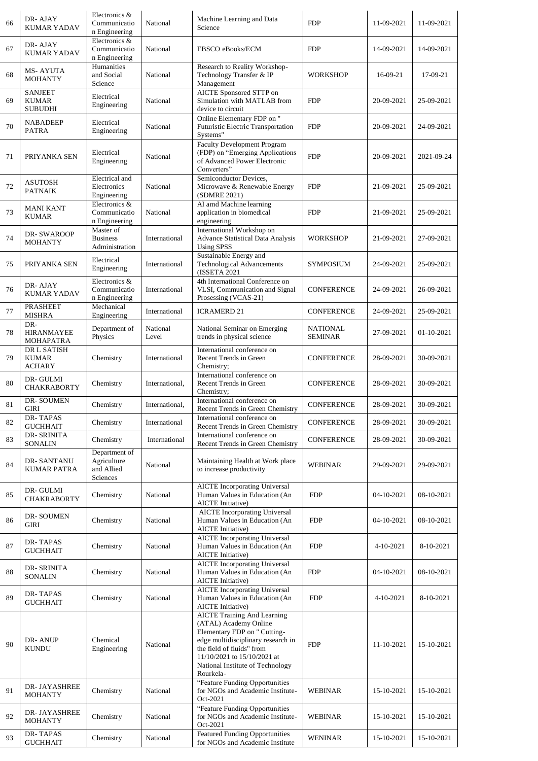| 66 | DR- AJAY KUMAR YADAV | Electronics & Communication Engineering | National | Machine Learning and Data Science | FDP | 11-09-2021 | 11-09-2021 |
|---|---|---|---|---|---|---|---|
| 67 | DR- AJAY KUMAR YADAV | Electronics & Communication Engineering | National | EBSCO eBooks/ECM | FDP | 14-09-2021 | 14-09-2021 |
| 68 | MS- AYUTA MOHANTY | Humanities and Social Science | National | Research to Reality Workshop-Technology Transfer & IP Management | WORKSHOP | 16-09-21 | 17-09-21 |
| 69 | SANJEET KUMAR SUBUDHI | Electrical Engineering | National | AICTE Sponsored STTP on Simulation with MATLAB from device to circuit | FDP | 20-09-2021 | 25-09-2021 |
| 70 | NABADEEP PATRA | Electrical Engineering | National | Online Elementary FDP on " Futuristic Electric Transportation Systems" | FDP | 20-09-2021 | 24-09-2021 |
| 71 | PRIYANKA SEN | Electrical Engineering | National | Faculty Development Program (FDP) on "Emerging Applications of Advanced Power Electronic Converters" | FDP | 20-09-2021 | 2021-09-24 |
| 72 | ASUTOSH PATNAIK | Electrical and Electronics Engineering | National | Semiconductor Devices, Microwave & Renewable Energy (SDMRE 2021) | FDP | 21-09-2021 | 25-09-2021 |
| 73 | MANI KANT KUMAR | Electronics & Communication Engineering | National | AI amd Machine learning application in biomedical engineering | FDP | 21-09-2021 | 25-09-2021 |
| 74 | DR- SWAROOP MOHANTY | Master of Business Administration | International | International Workshop on Advance Statistical Data Analysis Using SPSS | WORKSHOP | 21-09-2021 | 27-09-2021 |
| 75 | PRIYANKA SEN | Electrical Engineering | International | Sustainable Energy and Technological Advancements (ISSETA 2021 | SYMPOSIUM | 24-09-2021 | 25-09-2021 |
| 76 | DR- AJAY KUMAR YADAV | Electronics & Communication Engineering | International | 4th International Conference on VLSI, Communication and Signal Prosessing (VCAS-21) | CONFERENCE | 24-09-2021 | 26-09-2021 |
| 77 | PRASHEET MISHRA | Mechanical Engineering | International | ICRAMERD 21 | CONFERENCE | 24-09-2021 | 25-09-2021 |
| 78 | DR- HIRANMAYEE MOHAPATRA | Department of Physics | National Level | National Seminar on Emerging trends in physical science | NATIONAL SEMINAR | 27-09-2021 | 01-10-2021 |
| 79 | DR L SATISH KUMAR ACHARY | Chemistry | International | International conference on Recent Trends in Green Chemistry; | CONFERENCE | 28-09-2021 | 30-09-2021 |
| 80 | DR- GULMI CHAKRABORTY | Chemistry | International, | International conference on Recent Trends in Green Chemistry; | CONFERENCE | 28-09-2021 | 30-09-2021 |
| 81 | DR- SOUMEN GIRI | Chemistry | International, | International conference on Recent Trends in Green Chemistry | CONFERENCE | 28-09-2021 | 30-09-2021 |
| 82 | DR- TAPAS GUCHHAIT | Chemistry | International | International conference on Recent Trends in Green Chemistry | CONFERENCE | 28-09-2021 | 30-09-2021 |
| 83 | DR- SRINITA SONALIN | Chemistry | International | International conference on Recent Trends in Green Chemistry | CONFERENCE | 28-09-2021 | 30-09-2021 |
| 84 | DR- SANTANU KUMAR PATRA | Department of Agriculture and Allied Sciences | National | Maintaining Health at Work place to increase productivity | WEBINAR | 29-09-2021 | 29-09-2021 |
| 85 | DR- GULMI CHAKRABORTY | Chemistry | National | AICTE Incorporating Universal Human Values in Education (An AICTE Initiative) | FDP | 04-10-2021 | 08-10-2021 |
| 86 | DR- SOUMEN GIRI | Chemistry | National | AICTE Incorporating Universal Human Values in Education (An AICTE Initiative) | FDP | 04-10-2021 | 08-10-2021 |
| 87 | DR- TAPAS GUCHHAIT | Chemistry | National | AICTE Incorporating Universal Human Values in Education (An AICTE Initiative) | FDP | 4-10-2021 | 8-10-2021 |
| 88 | DR- SRINITA SONALIN | Chemistry | National | AICTE Incorporating Universal Human Values in Education (An AICTE Initiative) | FDP | 04-10-2021 | 08-10-2021 |
| 89 | DR- TAPAS GUCHHAIT | Chemistry | National | AICTE Incorporating Universal Human Values in Education (An AICTE Initiative) | FDP | 4-10-2021 | 8-10-2021 |
| 90 | DR- ANUP KUNDU | Chemical Engineering | National | AICTE Training And Learning (ATAL) Academy Online Elementary FDP on " Cutting-edge multidisciplinary research in the field of fluids" from 11/10/2021 to 15/10/2021 at National Institute of Technology Rourkela- | FDP | 11-10-2021 | 15-10-2021 |
| 91 | DR- JAYASHREE MOHANTY | Chemistry | National | "Feature Funding Opportunities for NGOs and Academic Institute-Oct-2021 | WEBINAR | 15-10-2021 | 15-10-2021 |
| 92 | DR- JAYASHREE MOHANTY | Chemistry | National | "Feature Funding Opportunities for NGOs and Academic Institute-Oct-2021 | WEBINAR | 15-10-2021 | 15-10-2021 |
| 93 | DR- TAPAS GUCHHAIT | Chemistry | National | Featured Funding Opportunities for NGOs and Academic Institute | WENINAR | 15-10-2021 | 15-10-2021 |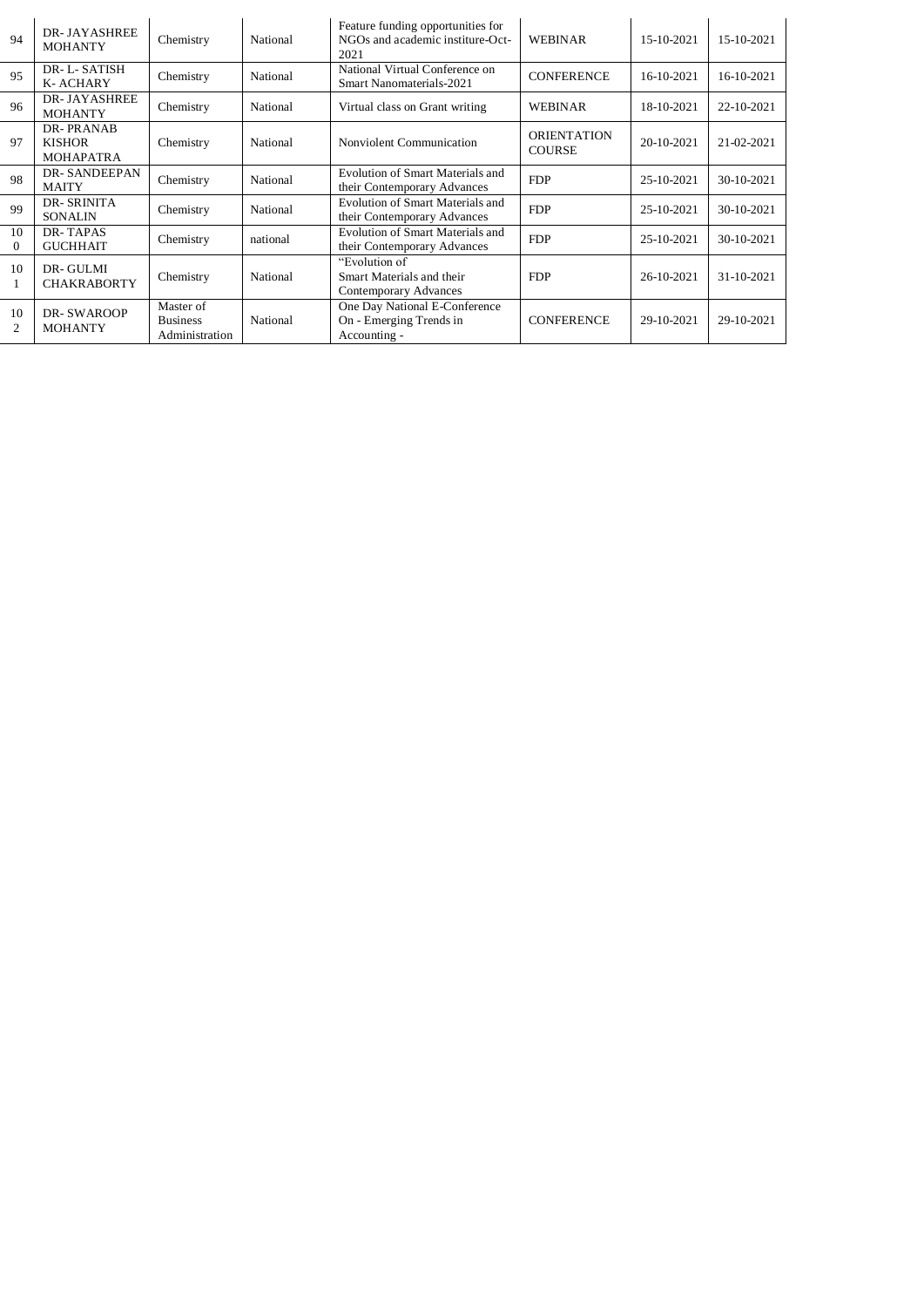| 94 | DR- JAYASHREE MOHANTY | Chemistry | National | Feature funding opportunities for NGOs and academic institure-Oct-2021 | WEBINAR | 15-10-2021 | 15-10-2021 |
|---|---|---|---|---|---|---|---|
| 95 | DR- L- SATISH K- ACHARY | Chemistry | National | National Virtual Conference on Smart Nanomaterials-2021 | CONFERENCE | 16-10-2021 | 16-10-2021 |
| 96 | DR- JAYASHREE MOHANTY | Chemistry | National | Virtual class on Grant writing | WEBINAR | 18-10-2021 | 22-10-2021 |
| 97 | DR- PRANAB KISHOR MOHAPATRA | Chemistry | National | Nonviolent Communication | ORIENTATION COURSE | 20-10-2021 | 21-02-2021 |
| 98 | DR- SANDEEPAN MAITY | Chemistry | National | Evolution of Smart Materials and their Contemporary Advances | FDP | 25-10-2021 | 30-10-2021 |
| 99 | DR- SRINITA SONALIN | Chemistry | National | Evolution of Smart Materials and their Contemporary Advances | FDP | 25-10-2021 | 30-10-2021 |
| 100 | DR- TAPAS GUCHHAIT | Chemistry | national | Evolution of Smart Materials and their Contemporary Advances | FDP | 25-10-2021 | 30-10-2021 |
| 101 | DR- GULMI CHAKRABORTY | Chemistry | National | "Evolution of Smart Materials and their Contemporary Advances | FDP | 26-10-2021 | 31-10-2021 |
| 102 | DR- SWAROOP MOHANTY | Master of Business Administration | National | One Day National E-Conference On - Emerging Trends in Accounting - | CONFERENCE | 29-10-2021 | 29-10-2021 |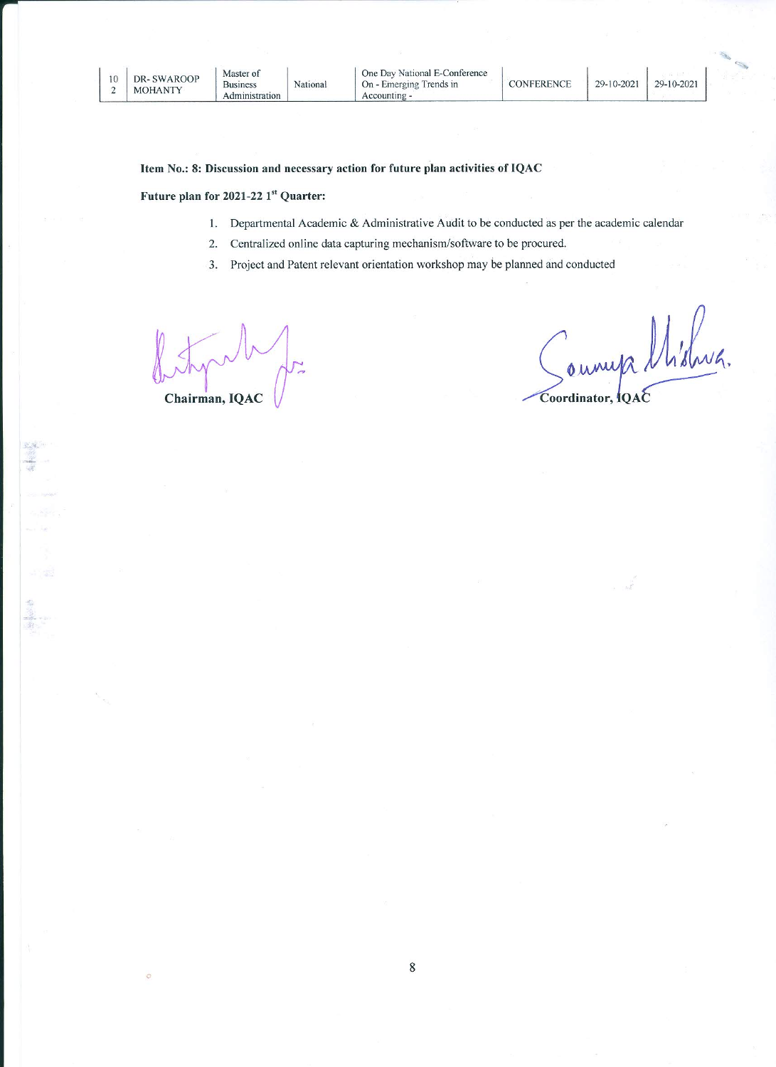| | | | | | | | |
|---|---|---|---|---|---|---|---|
| 102 | DR- SWAROOP MOHANTY | Master of Business Administration | National | One Day National E-Conference On - Emerging Trends in Accounting - | CONFERENCE | 29-10-2021 | 29-10-2021 |

**Item No.: 8: Discussion and necessary action for future plan activities of IQAC**

**Future plan for 2021-22 1st Quarter:**

1. Departmental Academic & Administrative Audit to be conducted as per the academic calendar
2. Centralized online data capturing mechanism/software to be procured.
3. Project and Patent relevant orientation workshop may be planned and conducted

**Chairman, IQAC**

**Coordinator, IQAC**